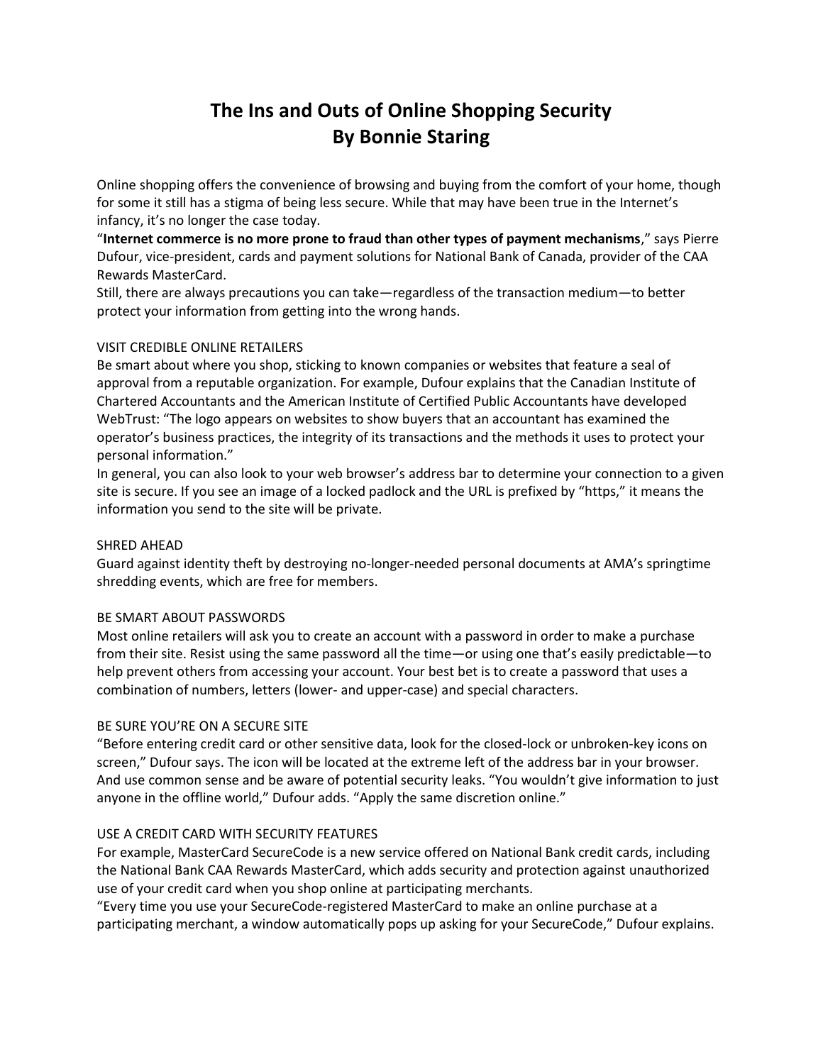# The Ins and Outs of Online Shopping Security
## By Bonnie Staring

Online shopping offers the convenience of browsing and buying from the comfort of your home, though for some it still has a stigma of being less secure. While that may have been true in the Internet's infancy, it's no longer the case today.

"**Internet commerce is no more prone to fraud than other types of payment mechanisms**," says Pierre Dufour, vice-president, cards and payment solutions for National Bank of Canada, provider of the CAA Rewards MasterCard.

Still, there are always precautions you can take—regardless of the transaction medium—to better protect your information from getting into the wrong hands.

### VISIT CREDIBLE ONLINE RETAILERS

Be smart about where you shop, sticking to known companies or websites that feature a seal of approval from a reputable organization. For example, Dufour explains that the Canadian Institute of Chartered Accountants and the American Institute of Certified Public Accountants have developed WebTrust: "The logo appears on websites to show buyers that an accountant has examined the operator's business practices, the integrity of its transactions and the methods it uses to protect your personal information."

In general, you can also look to your web browser's address bar to determine your connection to a given site is secure. If you see an image of a locked padlock and the URL is prefixed by "https," it means the information you send to the site will be private.

### SHRED AHEAD

Guard against identity theft by destroying no-longer-needed personal documents at AMA's springtime shredding events, which are free for members.

### BE SMART ABOUT PASSWORDS

Most online retailers will ask you to create an account with a password in order to make a purchase from their site. Resist using the same password all the time—or using one that's easily predictable—to help prevent others from accessing your account. Your best bet is to create a password that uses a combination of numbers, letters (lower- and upper-case) and special characters.

### BE SURE YOU'RE ON A SECURE SITE

"Before entering credit card or other sensitive data, look for the closed-lock or unbroken-key icons on screen," Dufour says. The icon will be located at the extreme left of the address bar in your browser. And use common sense and be aware of potential security leaks. "You wouldn't give information to just anyone in the offline world," Dufour adds. "Apply the same discretion online."

### USE A CREDIT CARD WITH SECURITY FEATURES

For example, MasterCard SecureCode is a new service offered on National Bank credit cards, including the National Bank CAA Rewards MasterCard, which adds security and protection against unauthorized use of your credit card when you shop online at participating merchants.

"Every time you use your SecureCode-registered MasterCard to make an online purchase at a participating merchant, a window automatically pops up asking for your SecureCode," Dufour explains.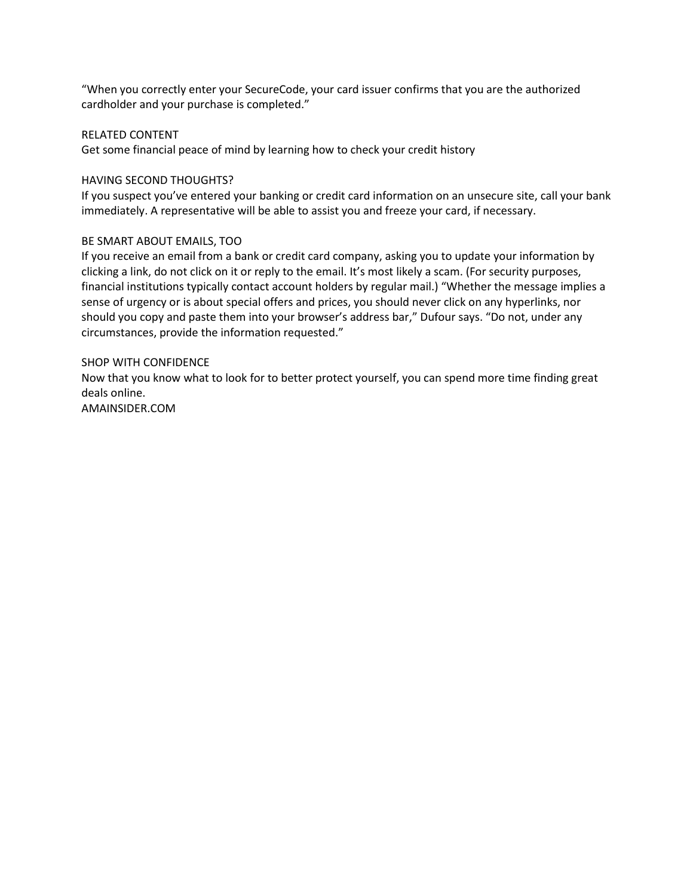"When you correctly enter your SecureCode, your card issuer confirms that you are the authorized cardholder and your purchase is completed."

## RELATED CONTENT

Get some financial peace of mind by learning how to check your credit history

## HAVING SECOND THOUGHTS?

If you suspect you've entered your banking or credit card information on an unsecure site, call your bank immediately. A representative will be able to assist you and freeze your card, if necessary.

## BE SMART ABOUT EMAILS, TOO

If you receive an email from a bank or credit card company, asking you to update your information by clicking a link, do not click on it or reply to the email. It's most likely a scam. (For security purposes, financial institutions typically contact account holders by regular mail.) "Whether the message implies a sense of urgency or is about special offers and prices, you should never click on any hyperlinks, nor should you copy and paste them into your browser's address bar," Dufour says. "Do not, under any circumstances, provide the information requested."

## SHOP WITH CONFIDENCE

Now that you know what to look for to better protect yourself, you can spend more time finding great deals online.

AMAINSIDER.COM